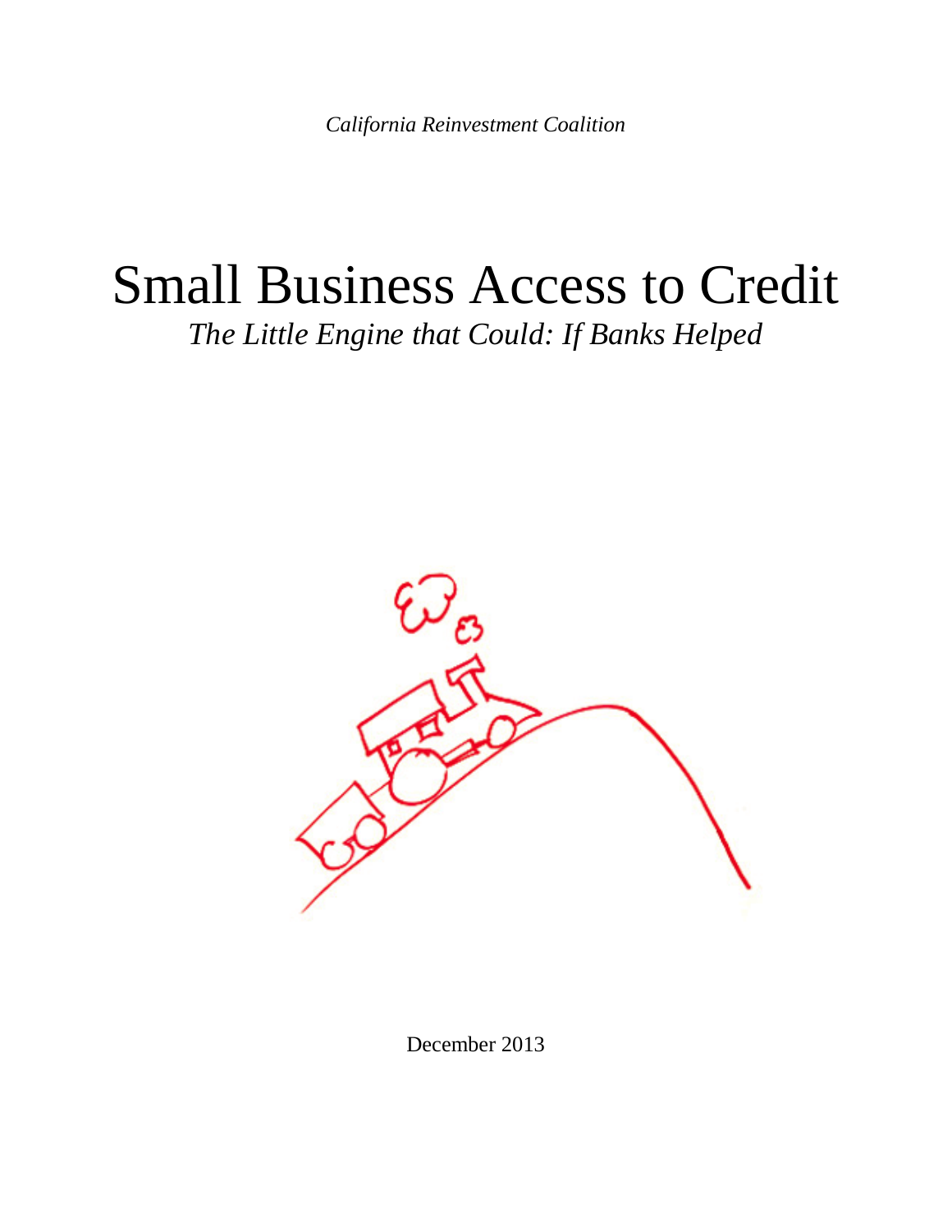*California Reinvestment Coalition*

# Small Business Access to Credit

*The Little Engine that Could: If Banks Helped*

December 2013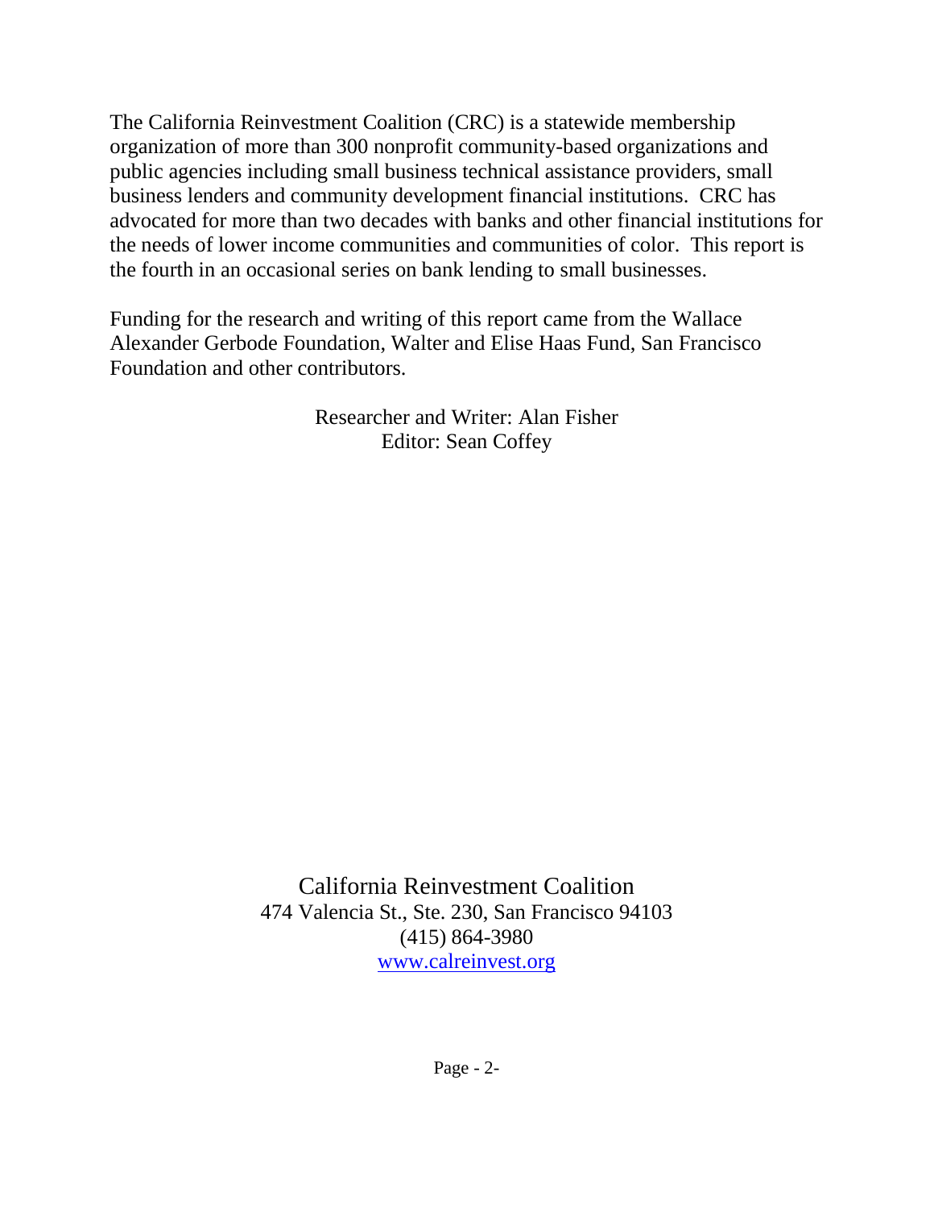The California Reinvestment Coalition (CRC) is a statewide membership organization of more than 300 nonprofit community-based organizations and public agencies including small business technical assistance providers, small business lenders and community development financial institutions. CRC has advocated for more than two decades with banks and other financial institutions for the needs of lower income communities and communities of color. This report is the fourth in an occasional series on bank lending to small businesses.

Funding for the research and writing of this report came from the Wallace Alexander Gerbode Foundation, Walter and Elise Haas Fund, San Francisco Foundation and other contributors.

Researcher and Writer: Alan Fisher
Editor: Sean Coffey

California Reinvestment Coalition
474 Valencia St., Ste. 230, San Francisco 94103
(415) 864-3980
www.calreinvest.org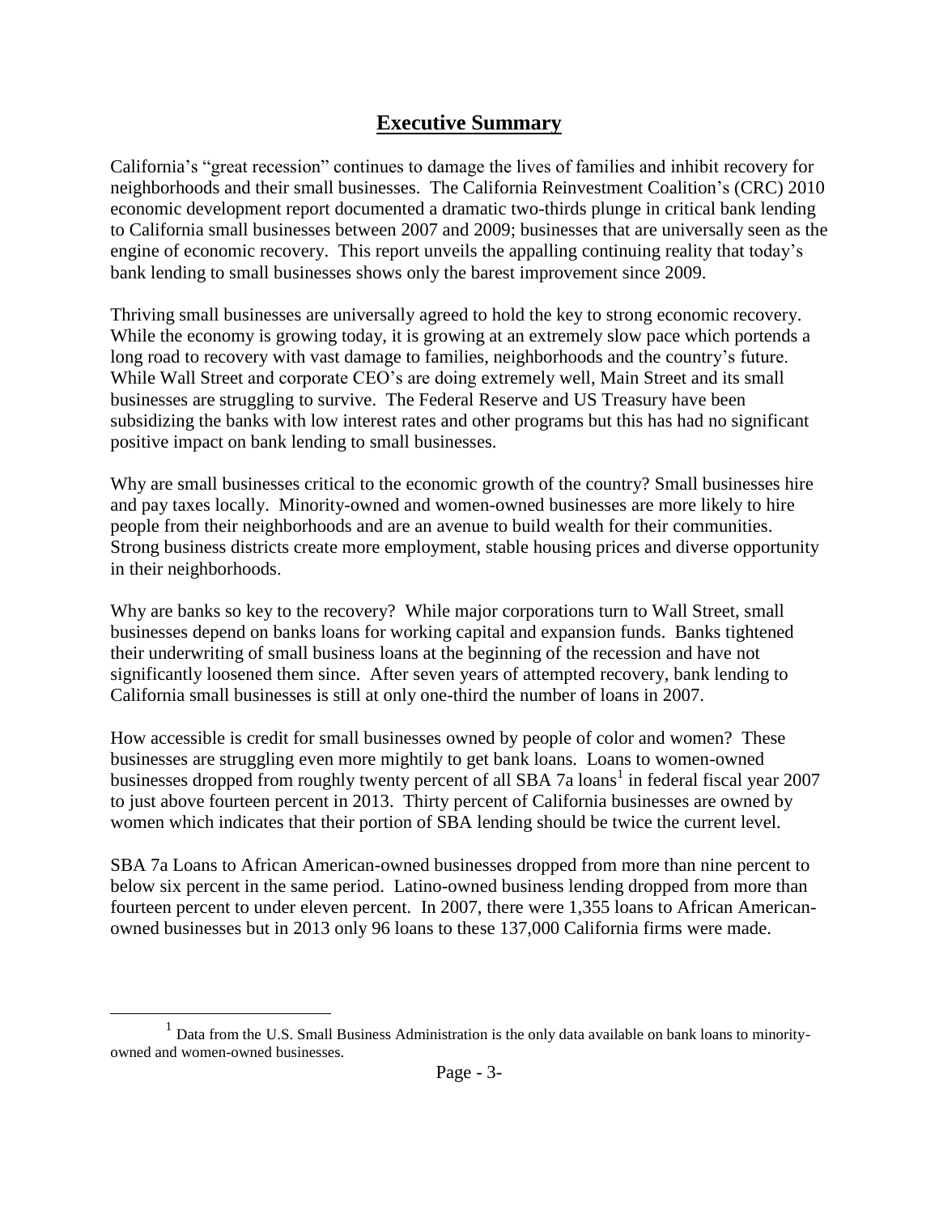# Executive Summary

California's "great recession" continues to damage the lives of families and inhibit recovery for neighborhoods and their small businesses. The California Reinvestment Coalition's (CRC) 2010 economic development report documented a dramatic two-thirds plunge in critical bank lending to California small businesses between 2007 and 2009; businesses that are universally seen as the engine of economic recovery. This report unveils the appalling continuing reality that today's bank lending to small businesses shows only the barest improvement since 2009.

Thriving small businesses are universally agreed to hold the key to strong economic recovery. While the economy is growing today, it is growing at an extremely slow pace which portends a long road to recovery with vast damage to families, neighborhoods and the country's future. While Wall Street and corporate CEO's are doing extremely well, Main Street and its small businesses are struggling to survive. The Federal Reserve and US Treasury have been subsidizing the banks with low interest rates and other programs but this has had no significant positive impact on bank lending to small businesses.

Why are small businesses critical to the economic growth of the country? Small businesses hire and pay taxes locally. Minority-owned and women-owned businesses are more likely to hire people from their neighborhoods and are an avenue to build wealth for their communities. Strong business districts create more employment, stable housing prices and diverse opportunity in their neighborhoods.

Why are banks so key to the recovery? While major corporations turn to Wall Street, small businesses depend on banks loans for working capital and expansion funds. Banks tightened their underwriting of small business loans at the beginning of the recession and have not significantly loosened them since. After seven years of attempted recovery, bank lending to California small businesses is still at only one-third the number of loans in 2007.

How accessible is credit for small businesses owned by people of color and women? These businesses are struggling even more mightily to get bank loans. Loans to women-owned businesses dropped from roughly twenty percent of all SBA 7a loans[1] in federal fiscal year 2007 to just above fourteen percent in 2013. Thirty percent of California businesses are owned by women which indicates that their portion of SBA lending should be twice the current level.

SBA 7a Loans to African American-owned businesses dropped from more than nine percent to below six percent in the same period. Latino-owned business lending dropped from more than fourteen percent to under eleven percent. In 2007, there were 1,355 loans to African American-owned businesses but in 2013 only 96 loans to these 137,000 California firms were made.

[1] Data from the U.S. Small Business Administration is the only data available on bank loans to minority-owned and women-owned businesses.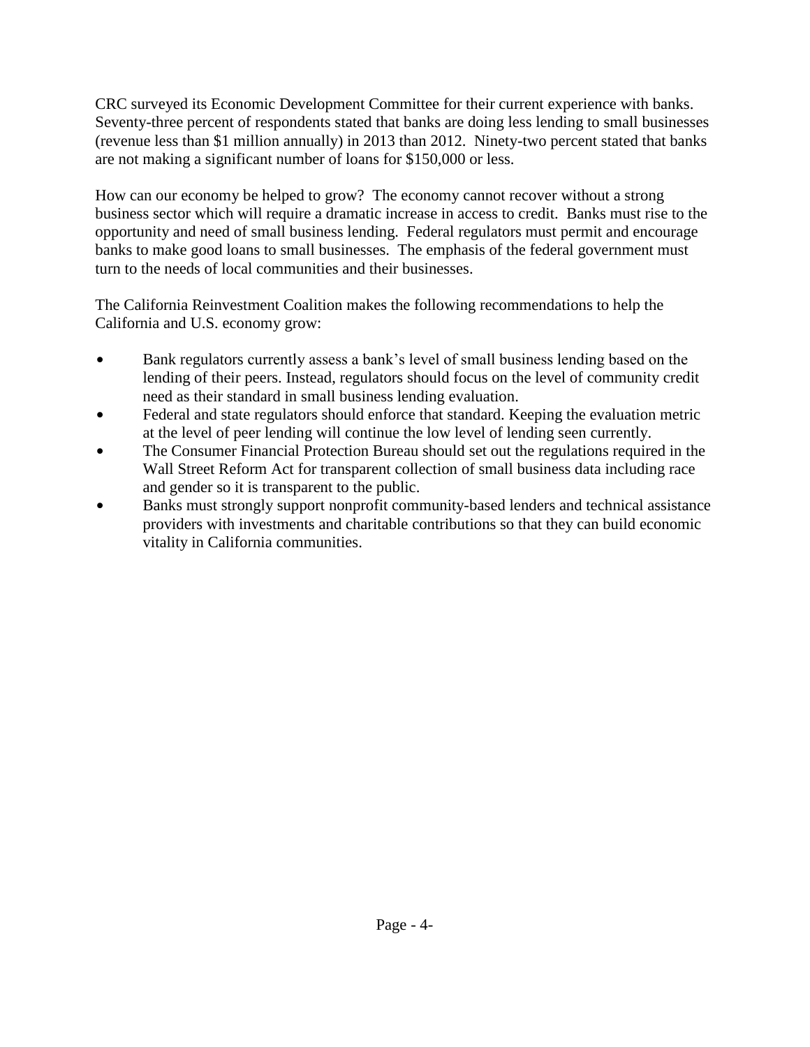CRC surveyed its Economic Development Committee for their current experience with banks. Seventy-three percent of respondents stated that banks are doing less lending to small businesses (revenue less than $1 million annually) in 2013 than 2012. Ninety-two percent stated that banks are not making a significant number of loans for $150,000 or less.

How can our economy be helped to grow? The economy cannot recover without a strong business sector which will require a dramatic increase in access to credit. Banks must rise to the opportunity and need of small business lending. Federal regulators must permit and encourage banks to make good loans to small businesses. The emphasis of the federal government must turn to the needs of local communities and their businesses.

The California Reinvestment Coalition makes the following recommendations to help the California and U.S. economy grow:

- Bank regulators currently assess a bank's level of small business lending based on the lending of their peers. Instead, regulators should focus on the level of community credit need as their standard in small business lending evaluation.
- Federal and state regulators should enforce that standard. Keeping the evaluation metric at the level of peer lending will continue the low level of lending seen currently.
- The Consumer Financial Protection Bureau should set out the regulations required in the Wall Street Reform Act for transparent collection of small business data including race and gender so it is transparent to the public.
- Banks must strongly support nonprofit community-based lenders and technical assistance providers with investments and charitable contributions so that they can build economic vitality in California communities.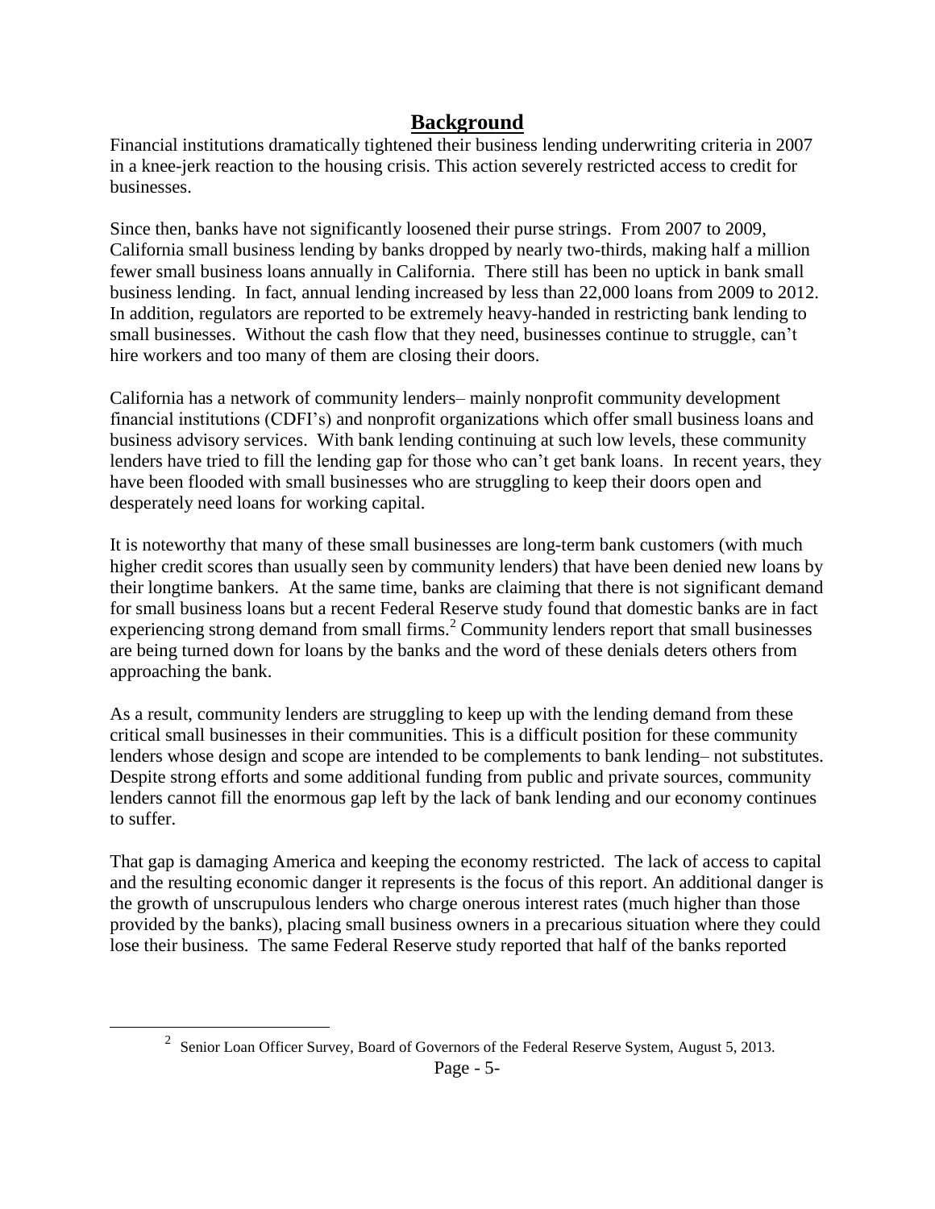## Background

Financial institutions dramatically tightened their business lending underwriting criteria in 2007 in a knee-jerk reaction to the housing crisis. This action severely restricted access to credit for businesses.

Since then, banks have not significantly loosened their purse strings. From 2007 to 2009, California small business lending by banks dropped by nearly two-thirds, making half a million fewer small business loans annually in California. There still has been no uptick in bank small business lending. In fact, annual lending increased by less than 22,000 loans from 2009 to 2012. In addition, regulators are reported to be extremely heavy-handed in restricting bank lending to small businesses. Without the cash flow that they need, businesses continue to struggle, can't hire workers and too many of them are closing their doors.

California has a network of community lenders– mainly nonprofit community development financial institutions (CDFI's) and nonprofit organizations which offer small business loans and business advisory services. With bank lending continuing at such low levels, these community lenders have tried to fill the lending gap for those who can't get bank loans. In recent years, they have been flooded with small businesses who are struggling to keep their doors open and desperately need loans for working capital.

It is noteworthy that many of these small businesses are long-term bank customers (with much higher credit scores than usually seen by community lenders) that have been denied new loans by their longtime bankers. At the same time, banks are claiming that there is not significant demand for small business loans but a recent Federal Reserve study found that domestic banks are in fact experiencing strong demand from small firms.[2] Community lenders report that small businesses are being turned down for loans by the banks and the word of these denials deters others from approaching the bank.

As a result, community lenders are struggling to keep up with the lending demand from these critical small businesses in their communities. This is a difficult position for these community lenders whose design and scope are intended to be complements to bank lending– not substitutes. Despite strong efforts and some additional funding from public and private sources, community lenders cannot fill the enormous gap left by the lack of bank lending and our economy continues to suffer.

That gap is damaging America and keeping the economy restricted. The lack of access to capital and the resulting economic danger it represents is the focus of this report. An additional danger is the growth of unscrupulous lenders who charge onerous interest rates (much higher than those provided by the banks), placing small business owners in a precarious situation where they could lose their business. The same Federal Reserve study reported that half of the banks reported

[2] Senior Loan Officer Survey, Board of Governors of the Federal Reserve System, August 5, 2013.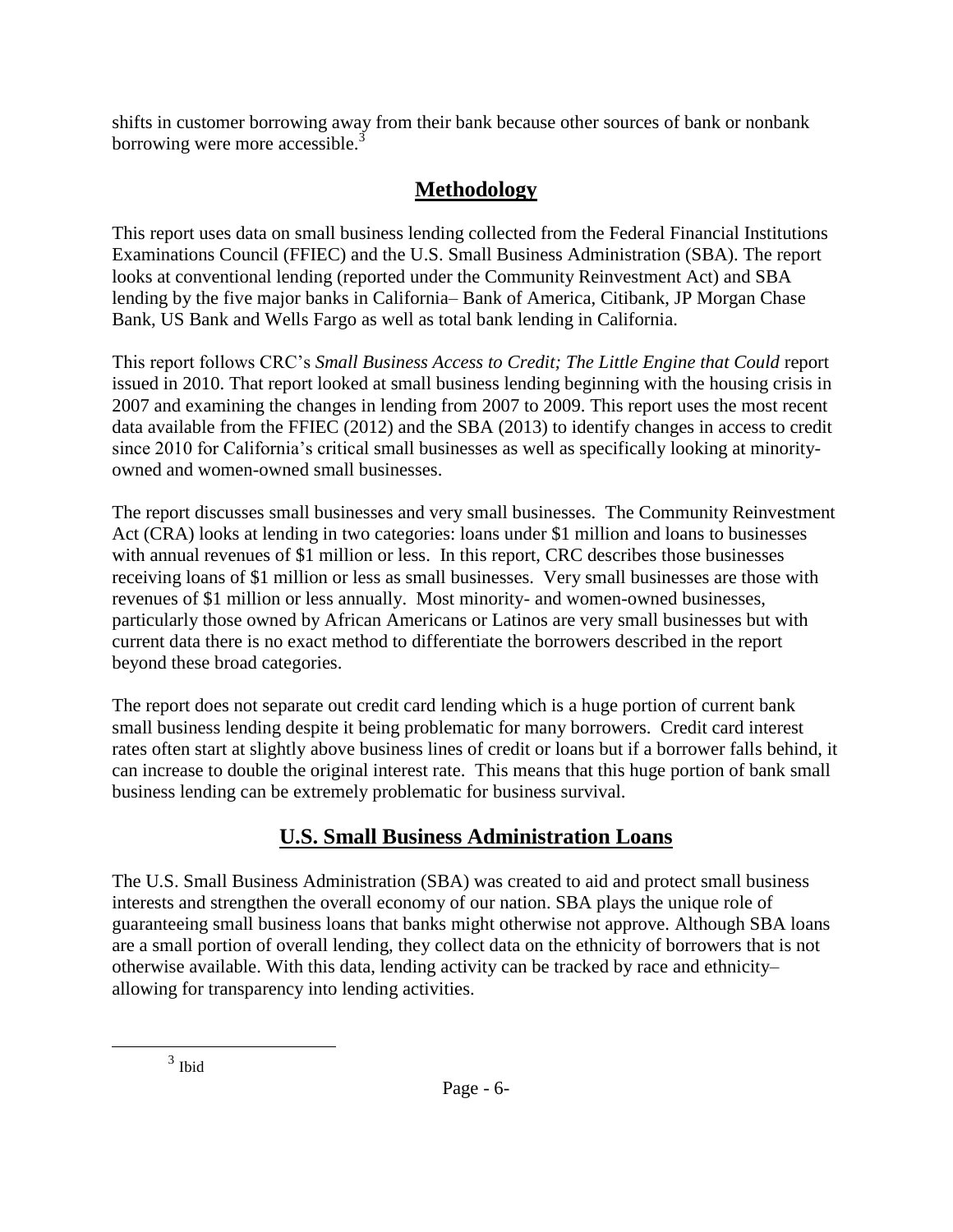shifts in customer borrowing away from their bank because other sources of bank or nonbank borrowing were more accessible.[3]

## Methodology

This report uses data on small business lending collected from the Federal Financial Institutions Examinations Council (FFIEC) and the U.S. Small Business Administration (SBA). The report looks at conventional lending (reported under the Community Reinvestment Act) and SBA lending by the five major banks in California– Bank of America, Citibank, JP Morgan Chase Bank, US Bank and Wells Fargo as well as total bank lending in California.

This report follows CRC's *Small Business Access to Credit; The Little Engine that Could* report issued in 2010. That report looked at small business lending beginning with the housing crisis in 2007 and examining the changes in lending from 2007 to 2009. This report uses the most recent data available from the FFIEC (2012) and the SBA (2013) to identify changes in access to credit since 2010 for California's critical small businesses as well as specifically looking at minority-owned and women-owned small businesses.

The report discusses small businesses and very small businesses. The Community Reinvestment Act (CRA) looks at lending in two categories: loans under $1 million and loans to businesses with annual revenues of $1 million or less. In this report, CRC describes those businesses receiving loans of $1 million or less as small businesses. Very small businesses are those with revenues of $1 million or less annually. Most minority- and women-owned businesses, particularly those owned by African Americans or Latinos are very small businesses but with current data there is no exact method to differentiate the borrowers described in the report beyond these broad categories.

The report does not separate out credit card lending which is a huge portion of current bank small business lending despite it being problematic for many borrowers. Credit card interest rates often start at slightly above business lines of credit or loans but if a borrower falls behind, it can increase to double the original interest rate. This means that this huge portion of bank small business lending can be extremely problematic for business survival.

## U.S. Small Business Administration Loans

The U.S. Small Business Administration (SBA) was created to aid and protect small business interests and strengthen the overall economy of our nation. SBA plays the unique role of guaranteeing small business loans that banks might otherwise not approve. Although SBA loans are a small portion of overall lending, they collect data on the ethnicity of borrowers that is not otherwise available. With this data, lending activity can be tracked by race and ethnicity– allowing for transparency into lending activities.

[3] Ibid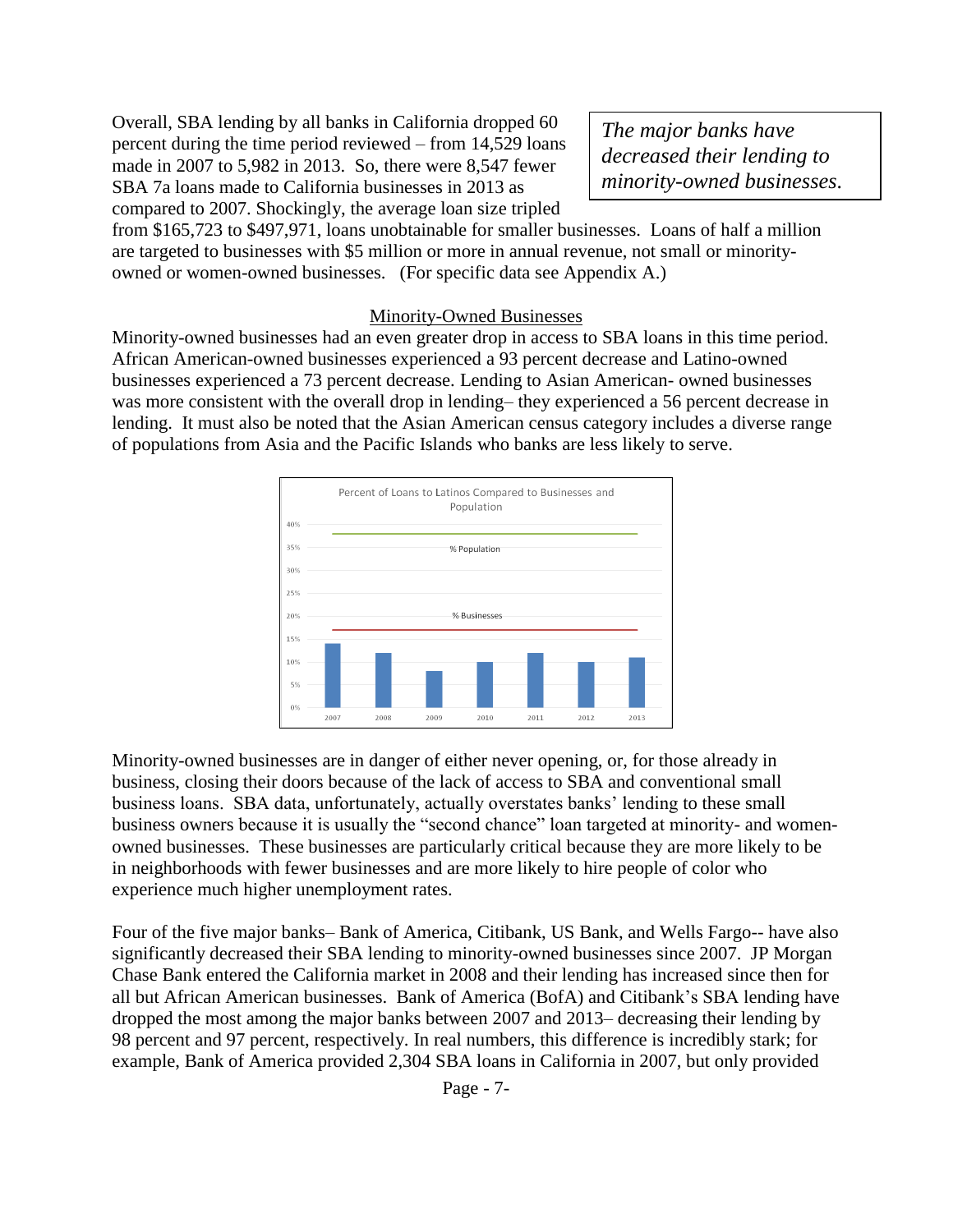> *The major banks have decreased their lending to minority-owned businesses.*

Overall, SBA lending by all banks in California dropped 60 percent during the time period reviewed – from 14,529 loans made in 2007 to 5,982 in 2013. So, there were 8,547 fewer SBA 7a loans made to California businesses in 2013 as compared to 2007. Shockingly, the average loan size tripled from $165,723 to $497,971, loans unobtainable for smaller businesses. Loans of half a million are targeted to businesses with $5 million or more in annual revenue, not small or minority-owned or women-owned businesses. (For specific data see Appendix A.)

## Minority-Owned Businesses

Minority-owned businesses had an even greater drop in access to SBA loans in this time period. African American-owned businesses experienced a 93 percent decrease and Latino-owned businesses experienced a 73 percent decrease. Lending to Asian American- owned businesses was more consistent with the overall drop in lending– they experienced a 56 percent decrease in lending. It must also be noted that the Asian American census category includes a diverse range of populations from Asia and the Pacific Islands who banks are less likely to serve.

Percent of Loans to Latinos Compared to Businesses and Population

Minority-owned businesses are in danger of either never opening, or, for those already in business, closing their doors because of the lack of access to SBA and conventional small business loans. SBA data, unfortunately, actually overstates banks' lending to these small business owners because it is usually the "second chance" loan targeted at minority- and women-owned businesses. These businesses are particularly critical because they are more likely to be in neighborhoods with fewer businesses and are more likely to hire people of color who experience much higher unemployment rates.

Four of the five major banks– Bank of America, Citibank, US Bank, and Wells Fargo-- have also significantly decreased their SBA lending to minority-owned businesses since 2007. JP Morgan Chase Bank entered the California market in 2008 and their lending has increased since then for all but African American businesses. Bank of America (BofA) and Citibank's SBA lending have dropped the most among the major banks between 2007 and 2013– decreasing their lending by 98 percent and 97 percent, respectively. In real numbers, this difference is incredibly stark; for example, Bank of America provided 2,304 SBA loans in California in 2007, but only provided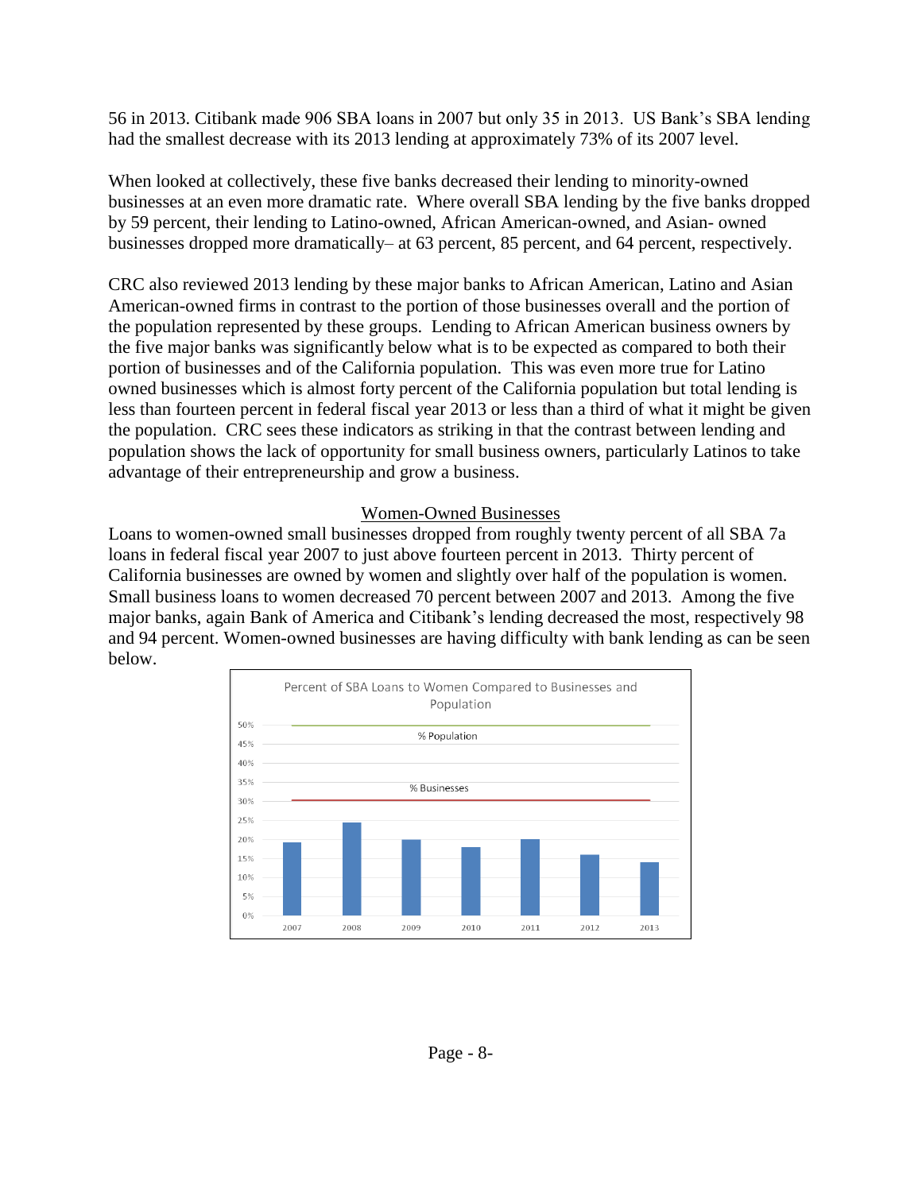56 in 2013. Citibank made 906 SBA loans in 2007 but only 35 in 2013. US Bank's SBA lending had the smallest decrease with its 2013 lending at approximately 73% of its 2007 level.

When looked at collectively, these five banks decreased their lending to minority-owned businesses at an even more dramatic rate. Where overall SBA lending by the five banks dropped by 59 percent, their lending to Latino-owned, African American-owned, and Asian- owned businesses dropped more dramatically– at 63 percent, 85 percent, and 64 percent, respectively.

CRC also reviewed 2013 lending by these major banks to African American, Latino and Asian American-owned firms in contrast to the portion of those businesses overall and the portion of the population represented by these groups. Lending to African American business owners by the five major banks was significantly below what is to be expected as compared to both their portion of businesses and of the California population. This was even more true for Latino owned businesses which is almost forty percent of the California population but total lending is less than fourteen percent in federal fiscal year 2013 or less than a third of what it might be given the population. CRC sees these indicators as striking in that the contrast between lending and population shows the lack of opportunity for small business owners, particularly Latinos to take advantage of their entrepreneurship and grow a business.

## Women-Owned Businesses

Loans to women-owned small businesses dropped from roughly twenty percent of all SBA 7a loans in federal fiscal year 2007 to just above fourteen percent in 2013. Thirty percent of California businesses are owned by women and slightly over half of the population is women. Small business loans to women decreased 70 percent between 2007 and 2013. Among the five major banks, again Bank of America and Citibank's lending decreased the most, respectively 98 and 94 percent. Women-owned businesses are having difficulty with bank lending as can be seen below.

Percent of SBA Loans to Women Compared to Businesses and Population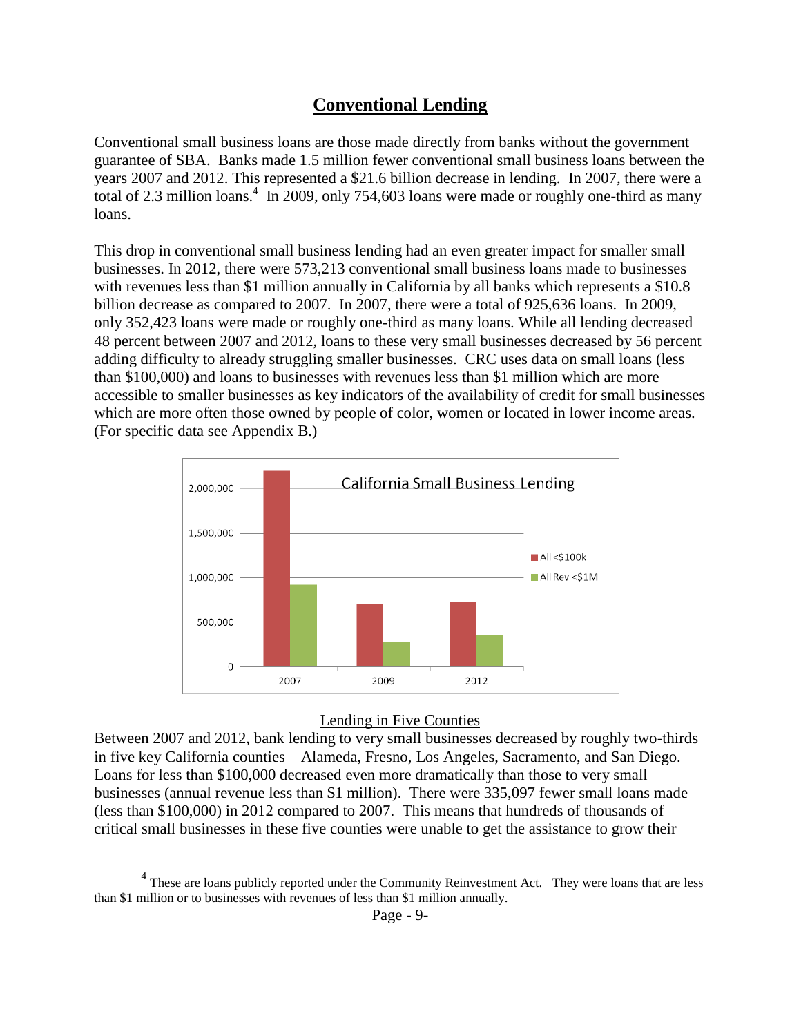# Conventional Lending

Conventional small business loans are those made directly from banks without the government guarantee of SBA. Banks made 1.5 million fewer conventional small business loans between the years 2007 and 2012. This represented a \$21.6 billion decrease in lending. In 2007, there were a total of 2.3 million loans.[4] In 2009, only 754,603 loans were made or roughly one-third as many loans.

This drop in conventional small business lending had an even greater impact for smaller small businesses. In 2012, there were 573,213 conventional small business loans made to businesses with revenues less than \$1 million annually in California by all banks which represents a \$10.8 billion decrease as compared to 2007. In 2007, there were a total of 925,636 loans. In 2009, only 352,423 loans were made or roughly one-third as many loans. While all lending decreased 48 percent between 2007 and 2012, loans to these very small businesses decreased by 56 percent adding difficulty to already struggling smaller businesses. CRC uses data on small loans (less than \$100,000) and loans to businesses with revenues less than \$1 million which are more accessible to smaller businesses as key indicators of the availability of credit for small businesses which are more often those owned by people of color, women or located in lower income areas. (For specific data see Appendix B.)

California Small Business Lending

| Year | All <\$100k | All Rev <\$1M |
|---|---|---|
| 2007 | ~2,200,000 | ~920,000 |
| 2009 | ~700,000 | ~270,000 |
| 2012 | ~720,000 | ~350,000 |

<u>Lending in Five Counties</u>

Between 2007 and 2012, bank lending to very small businesses decreased by roughly two-thirds in five key California counties – Alameda, Fresno, Los Angeles, Sacramento, and San Diego. Loans for less than \$100,000 decreased even more dramatically than those to very small businesses (annual revenue less than \$1 million). There were 335,097 fewer small loans made (less than \$100,000) in 2012 compared to 2007. This means that hundreds of thousands of critical small businesses in these five counties were unable to get the assistance to grow their

---

[4] These are loans publicly reported under the Community Reinvestment Act. They were loans that are less than \$1 million or to businesses with revenues of less than \$1 million annually.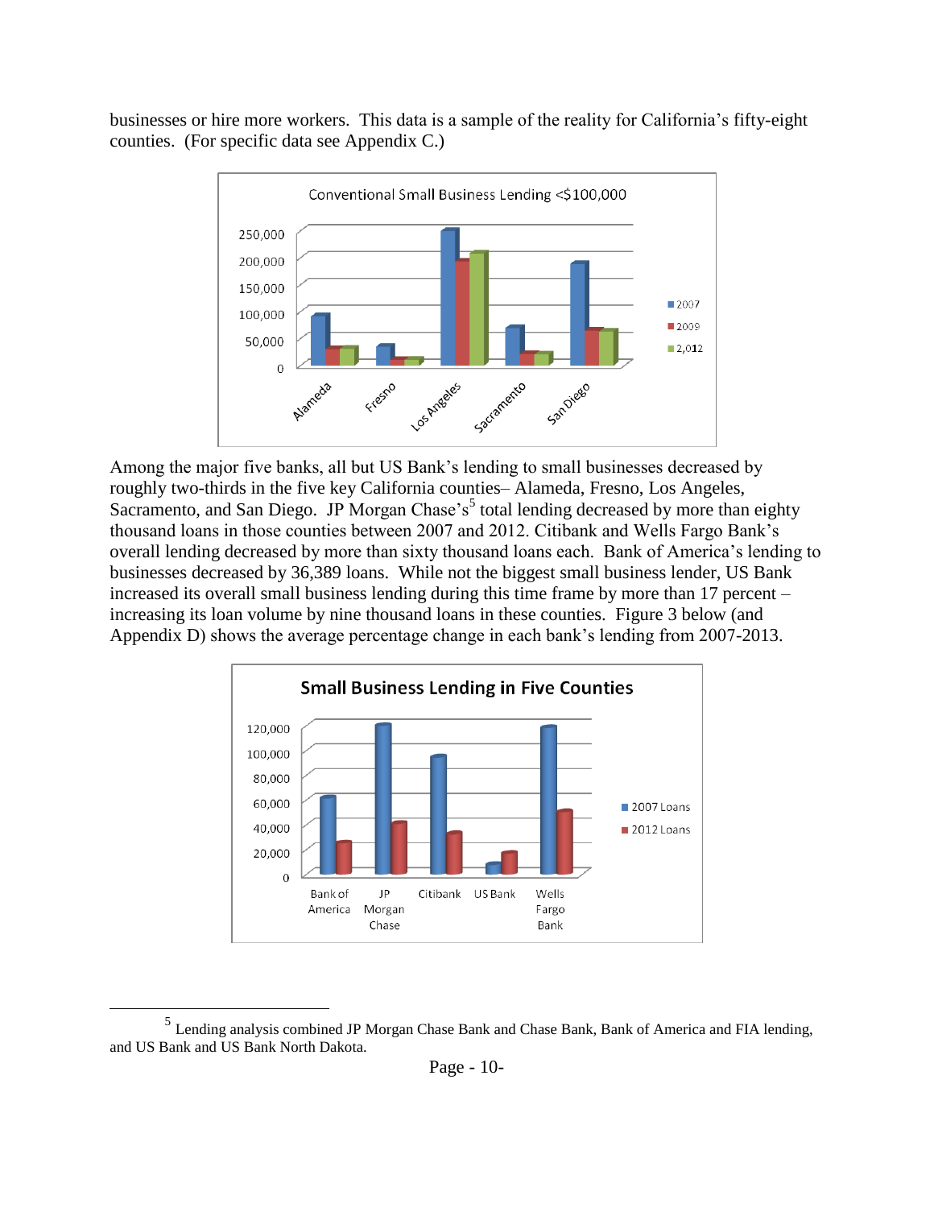businesses or hire more workers. This data is a sample of the reality for California's fifty-eight counties. (For specific data see Appendix C.)

Among the major five banks, all but US Bank's lending to small businesses decreased by roughly two-thirds in the five key California counties– Alameda, Fresno, Los Angeles, Sacramento, and San Diego. JP Morgan Chase's[5] total lending decreased by more than eighty thousand loans in those counties between 2007 and 2012. Citibank and Wells Fargo Bank's overall lending decreased by more than sixty thousand loans each. Bank of America's lending to businesses decreased by 36,389 loans. While not the biggest small business lender, US Bank increased its overall small business lending during this time frame by more than 17 percent – increasing its loan volume by nine thousand loans in these counties. Figure 3 below (and Appendix D) shows the average percentage change in each bank's lending from 2007-2013.

[5] Lending analysis combined JP Morgan Chase Bank and Chase Bank, Bank of America and FIA lending, and US Bank and US Bank North Dakota.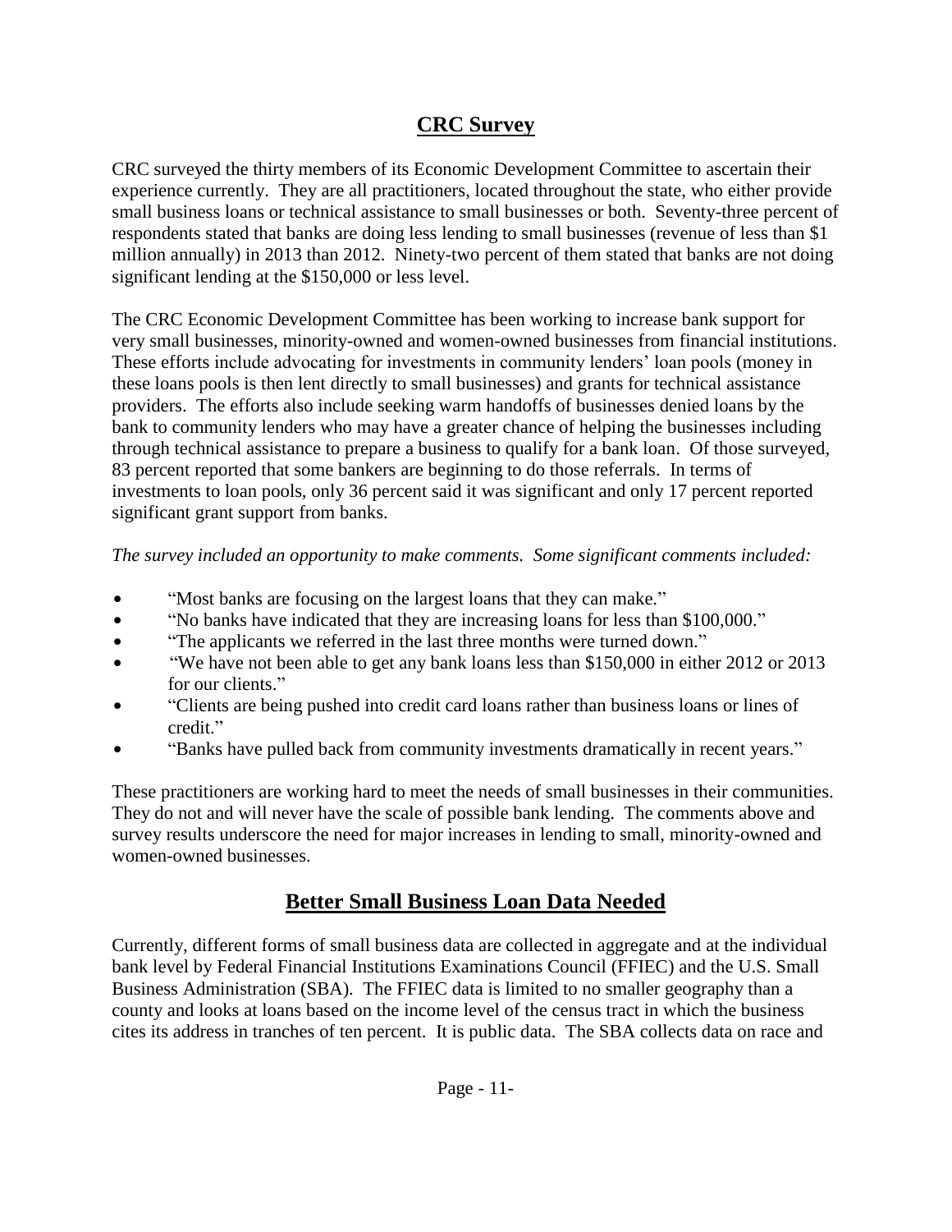## CRC Survey

CRC surveyed the thirty members of its Economic Development Committee to ascertain their experience currently. They are all practitioners, located throughout the state, who either provide small business loans or technical assistance to small businesses or both. Seventy-three percent of respondents stated that banks are doing less lending to small businesses (revenue of less than $1 million annually) in 2013 than 2012. Ninety-two percent of them stated that banks are not doing significant lending at the $150,000 or less level.

The CRC Economic Development Committee has been working to increase bank support for very small businesses, minority-owned and women-owned businesses from financial institutions. These efforts include advocating for investments in community lenders' loan pools (money in these loans pools is then lent directly to small businesses) and grants for technical assistance providers. The efforts also include seeking warm handoffs of businesses denied loans by the bank to community lenders who may have a greater chance of helping the businesses including through technical assistance to prepare a business to qualify for a bank loan. Of those surveyed, 83 percent reported that some bankers are beginning to do those referrals. In terms of investments to loan pools, only 36 percent said it was significant and only 17 percent reported significant grant support from banks.

*The survey included an opportunity to make comments. Some significant comments included:*

- "Most banks are focusing on the largest loans that they can make."
- "No banks have indicated that they are increasing loans for less than $100,000."
- "The applicants we referred in the last three months were turned down."
- "We have not been able to get any bank loans less than $150,000 in either 2012 or 2013 for our clients."
- "Clients are being pushed into credit card loans rather than business loans or lines of credit."
- "Banks have pulled back from community investments dramatically in recent years."

These practitioners are working hard to meet the needs of small businesses in their communities. They do not and will never have the scale of possible bank lending. The comments above and survey results underscore the need for major increases in lending to small, minority-owned and women-owned businesses.

## Better Small Business Loan Data Needed

Currently, different forms of small business data are collected in aggregate and at the individual bank level by Federal Financial Institutions Examinations Council (FFIEC) and the U.S. Small Business Administration (SBA). The FFIEC data is limited to no smaller geography than a county and looks at loans based on the income level of the census tract in which the business cites its address in tranches of ten percent. It is public data. The SBA collects data on race and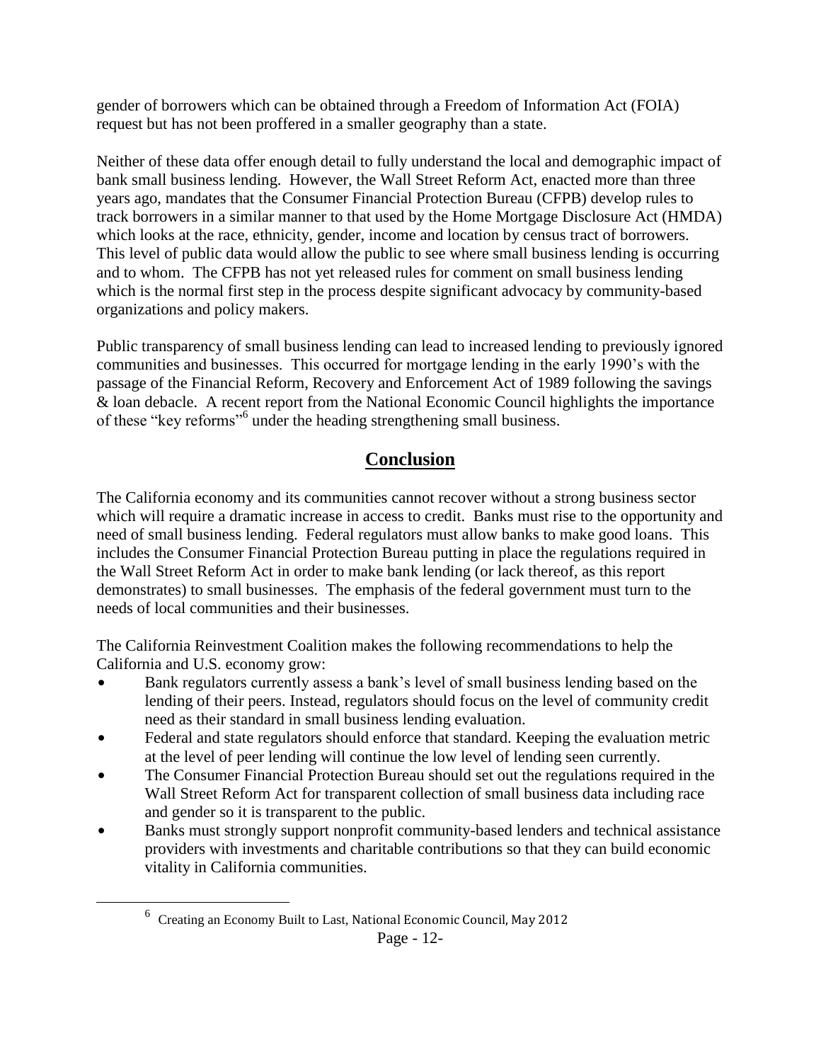gender of borrowers which can be obtained through a Freedom of Information Act (FOIA) request but has not been proffered in a smaller geography than a state.

Neither of these data offer enough detail to fully understand the local and demographic impact of bank small business lending. However, the Wall Street Reform Act, enacted more than three years ago, mandates that the Consumer Financial Protection Bureau (CFPB) develop rules to track borrowers in a similar manner to that used by the Home Mortgage Disclosure Act (HMDA) which looks at the race, ethnicity, gender, income and location by census tract of borrowers. This level of public data would allow the public to see where small business lending is occurring and to whom. The CFPB has not yet released rules for comment on small business lending which is the normal first step in the process despite significant advocacy by community-based organizations and policy makers.

Public transparency of small business lending can lead to increased lending to previously ignored communities and businesses. This occurred for mortgage lending in the early 1990's with the passage of the Financial Reform, Recovery and Enforcement Act of 1989 following the savings & loan debacle. A recent report from the National Economic Council highlights the importance of these "key reforms"[6] under the heading strengthening small business.

## Conclusion

The California economy and its communities cannot recover without a strong business sector which will require a dramatic increase in access to credit. Banks must rise to the opportunity and need of small business lending. Federal regulators must allow banks to make good loans. This includes the Consumer Financial Protection Bureau putting in place the regulations required in the Wall Street Reform Act in order to make bank lending (or lack thereof, as this report demonstrates) to small businesses. The emphasis of the federal government must turn to the needs of local communities and their businesses.

The California Reinvestment Coalition makes the following recommendations to help the California and U.S. economy grow:

- Bank regulators currently assess a bank's level of small business lending based on the lending of their peers. Instead, regulators should focus on the level of community credit need as their standard in small business lending evaluation.
- Federal and state regulators should enforce that standard. Keeping the evaluation metric at the level of peer lending will continue the low level of lending seen currently.
- The Consumer Financial Protection Bureau should set out the regulations required in the Wall Street Reform Act for transparent collection of small business data including race and gender so it is transparent to the public.
- Banks must strongly support nonprofit community-based lenders and technical assistance providers with investments and charitable contributions so that they can build economic vitality in California communities.

[6] Creating an Economy Built to Last, National Economic Council, May 2012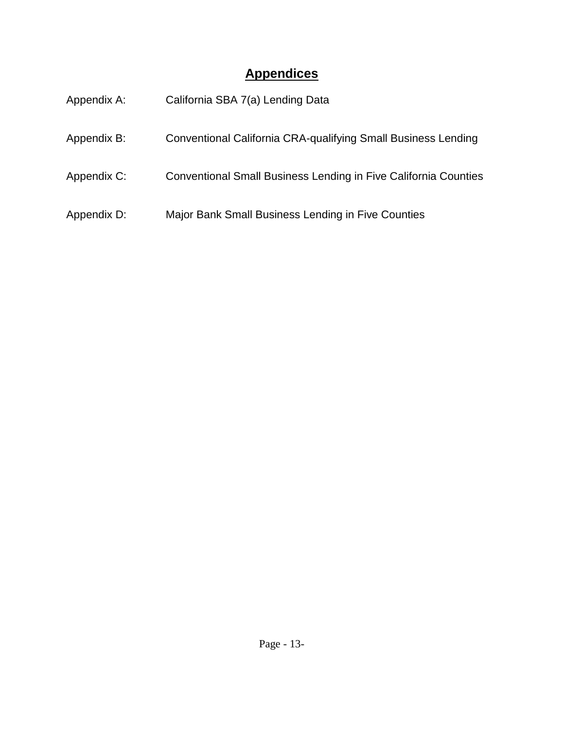# Appendices

Appendix A: California SBA 7(a) Lending Data

Appendix B: Conventional California CRA-qualifying Small Business Lending

Appendix C: Conventional Small Business Lending in Five California Counties

Appendix D: Major Bank Small Business Lending in Five Counties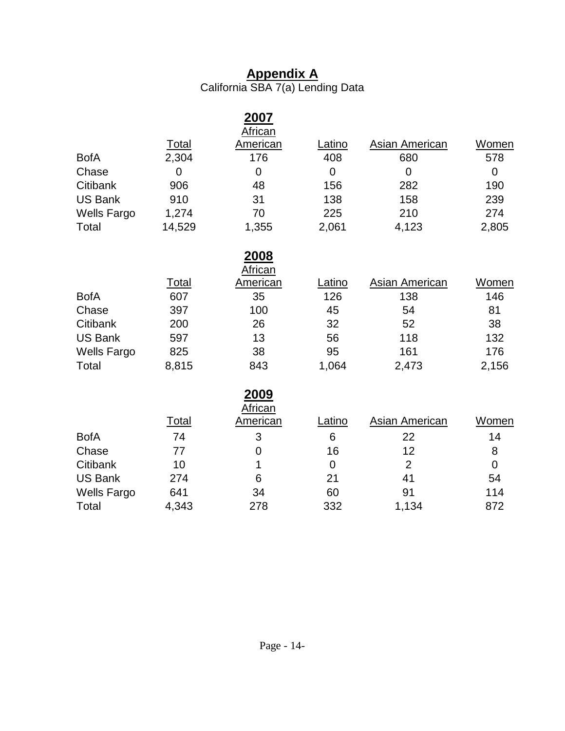# Appendix A

California SBA 7(a) Lending Data

## 2007

| | Total | African American | Latino | Asian American | Women |
|---|---|---|---|---|---|
| BofA | 2,304 | 176 | 408 | 680 | 578 |
| Chase | 0 | 0 | 0 | 0 | 0 |
| Citibank | 906 | 48 | 156 | 282 | 190 |
| US Bank | 910 | 31 | 138 | 158 | 239 |
| Wells Fargo | 1,274 | 70 | 225 | 210 | 274 |
| Total | 14,529 | 1,355 | 2,061 | 4,123 | 2,805 |

## 2008

| | Total | African American | Latino | Asian American | Women |
|---|---|---|---|---|---|
| BofA | 607 | 35 | 126 | 138 | 146 |
| Chase | 397 | 100 | 45 | 54 | 81 |
| Citibank | 200 | 26 | 32 | 52 | 38 |
| US Bank | 597 | 13 | 56 | 118 | 132 |
| Wells Fargo | 825 | 38 | 95 | 161 | 176 |
| Total | 8,815 | 843 | 1,064 | 2,473 | 2,156 |

## 2009

| | Total | African American | Latino | Asian American | Women |
|---|---|---|---|---|---|
| BofA | 74 | 3 | 6 | 22 | 14 |
| Chase | 77 | 0 | 16 | 12 | 8 |
| Citibank | 10 | 1 | 0 | 2 | 0 |
| US Bank | 274 | 6 | 21 | 41 | 54 |
| Wells Fargo | 641 | 34 | 60 | 91 | 114 |
| Total | 4,343 | 278 | 332 | 1,134 | 872 |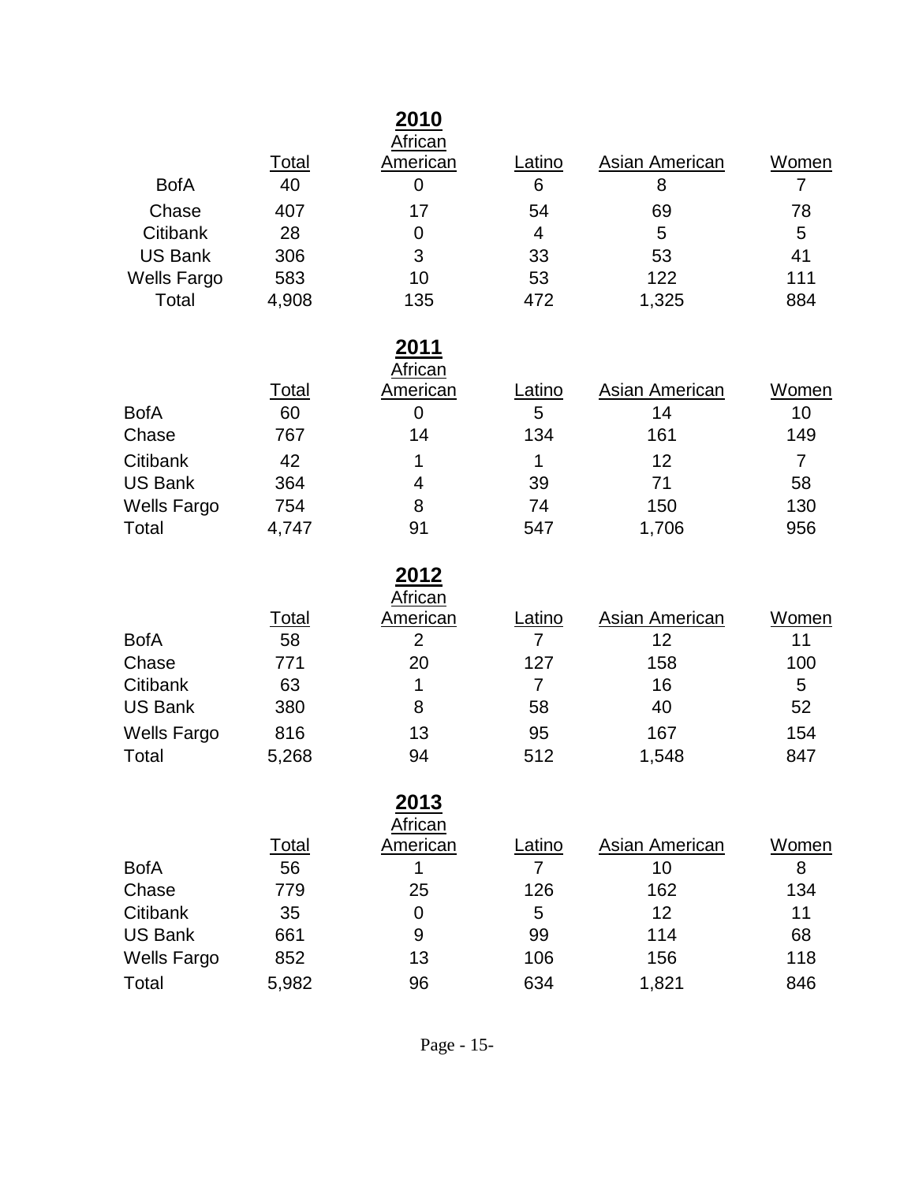## 2010

| | Total | African American | Latino | Asian American | Women |
|---|---|---|---|---|---|
| BofA | 40 | 0 | 6 | 8 | 7 |
| Chase | 407 | 17 | 54 | 69 | 78 |
| Citibank | 28 | 0 | 4 | 5 | 5 |
| US Bank | 306 | 3 | 33 | 53 | 41 |
| Wells Fargo | 583 | 10 | 53 | 122 | 111 |
| Total | 4,908 | 135 | 472 | 1,325 | 884 |

## 2011

| | Total | African American | Latino | Asian American | Women |
|---|---|---|---|---|---|
| BofA | 60 | 0 | 5 | 14 | 10 |
| Chase | 767 | 14 | 134 | 161 | 149 |
| Citibank | 42 | 1 | 1 | 12 | 7 |
| US Bank | 364 | 4 | 39 | 71 | 58 |
| Wells Fargo | 754 | 8 | 74 | 150 | 130 |
| Total | 4,747 | 91 | 547 | 1,706 | 956 |

## 2012

| | Total | African American | Latino | Asian American | Women |
|---|---|---|---|---|---|
| BofA | 58 | 2 | 7 | 12 | 11 |
| Chase | 771 | 20 | 127 | 158 | 100 |
| Citibank | 63 | 1 | 7 | 16 | 5 |
| US Bank | 380 | 8 | 58 | 40 | 52 |
| Wells Fargo | 816 | 13 | 95 | 167 | 154 |
| Total | 5,268 | 94 | 512 | 1,548 | 847 |

## 2013

| | Total | African American | Latino | Asian American | Women |
|---|---|---|---|---|---|
| BofA | 56 | 1 | 7 | 10 | 8 |
| Chase | 779 | 25 | 126 | 162 | 134 |
| Citibank | 35 | 0 | 5 | 12 | 11 |
| US Bank | 661 | 9 | 99 | 114 | 68 |
| Wells Fargo | 852 | 13 | 106 | 156 | 118 |
| Total | 5,982 | 96 | 634 | 1,821 | 846 |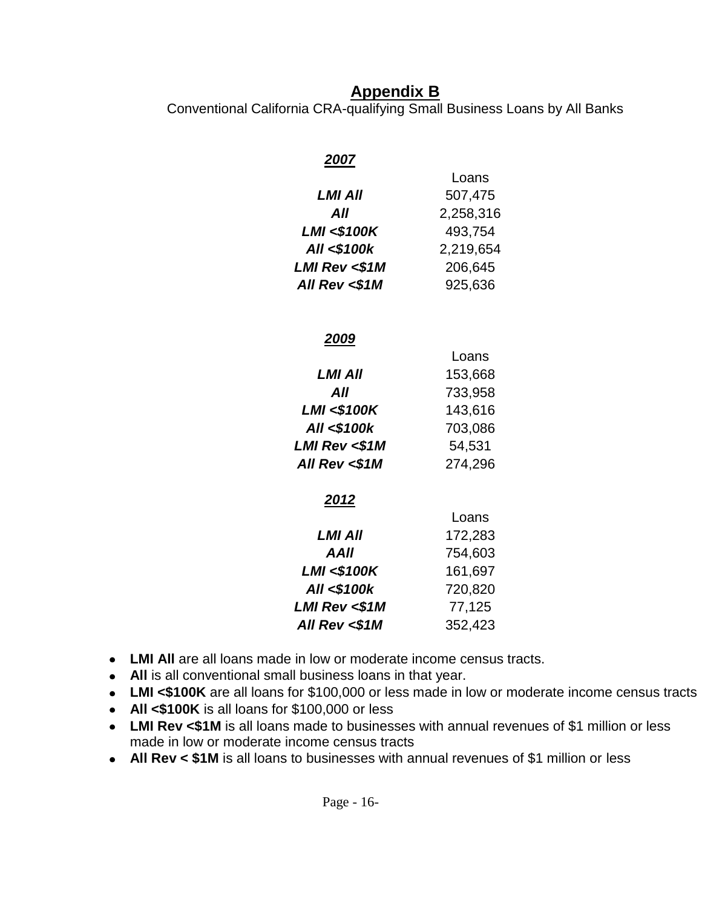## Appendix B

Conventional California CRA-qualifying Small Business Loans by All Banks

***2007***

| | Loans |
|---|---|
| ***LMI All*** | 507,475 |
| ***All*** | 2,258,316 |
| ***LMI <$100K*** | 493,754 |
| ***All <$100k*** | 2,219,654 |
| ***LMI Rev <$1M*** | 206,645 |
| ***All Rev <$1M*** | 925,636 |

***2009***

| | Loans |
|---|---|
| ***LMI All*** | 153,668 |
| ***All*** | 733,958 |
| ***LMI <$100K*** | 143,616 |
| ***All <$100k*** | 703,086 |
| ***LMI Rev <$1M*** | 54,531 |
| ***All Rev <$1M*** | 274,296 |

***2012***

| | Loans |
|---|---|
| ***LMI All*** | 172,283 |
| ***AAll*** | 754,603 |
| ***LMI <$100K*** | 161,697 |
| ***All <$100k*** | 720,820 |
| ***LMI Rev <$1M*** | 77,125 |
| ***All Rev <$1M*** | 352,423 |

- **LMI All** are all loans made in low or moderate income census tracts.
- **All** is all conventional small business loans in that year.
- **LMI <$100K** are all loans for $100,000 or less made in low or moderate income census tracts
- **All <$100K** is all loans for $100,000 or less
- **LMI Rev <$1M** is all loans made to businesses with annual revenues of $1 million or less made in low or moderate income census tracts
- **All Rev < $1M** is all loans to businesses with annual revenues of $1 million or less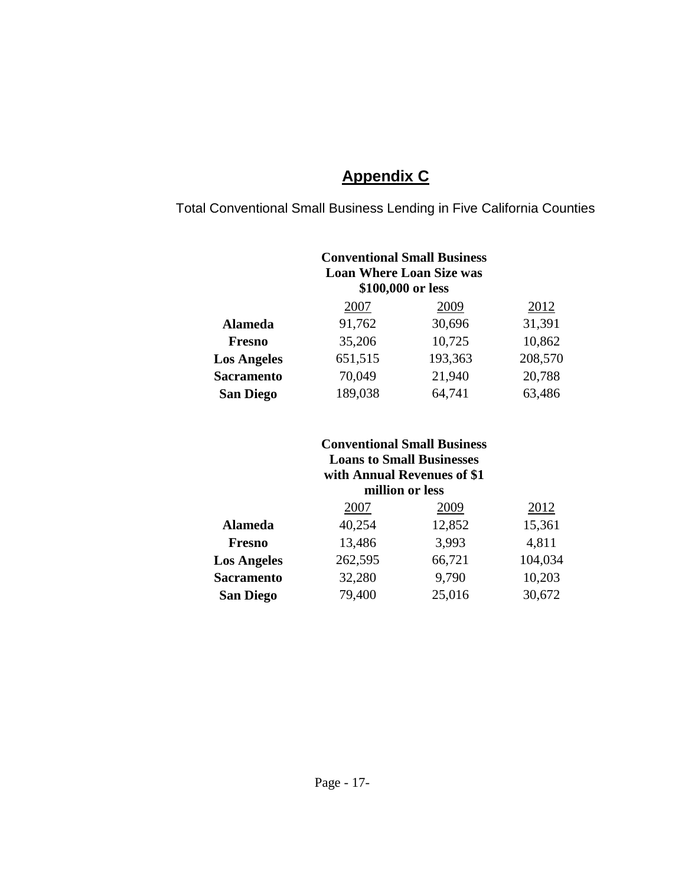# **Appendix C**

Total Conventional Small Business Lending in Five California Counties

| | Conventional Small Business Loan Where Loan Size was $100,000 or less | | |
|---|---|---|---|
| | 2007 | 2009 | 2012 |
| **Alameda** | 91,762 | 30,696 | 31,391 |
| **Fresno** | 35,206 | 10,725 | 10,862 |
| **Los Angeles** | 651,515 | 193,363 | 208,570 |
| **Sacramento** | 70,049 | 21,940 | 20,788 |
| **San Diego** | 189,038 | 64,741 | 63,486 |

| | Conventional Small Business Loans to Small Businesses with Annual Revenues of $1 million or less | | |
|---|---|---|---|
| | 2007 | 2009 | 2012 |
| **Alameda** | 40,254 | 12,852 | 15,361 |
| **Fresno** | 13,486 | 3,993 | 4,811 |
| **Los Angeles** | 262,595 | 66,721 | 104,034 |
| **Sacramento** | 32,280 | 9,790 | 10,203 |
| **San Diego** | 79,400 | 25,016 | 30,672 |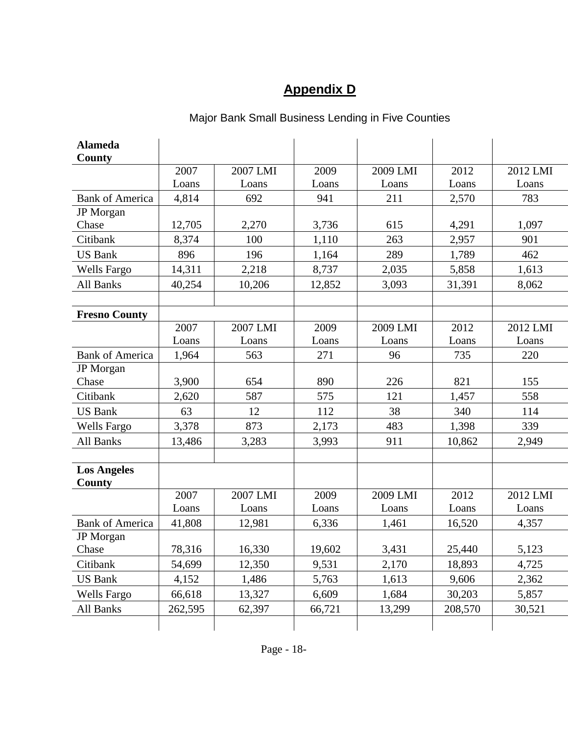# Appendix D

Major Bank Small Business Lending in Five Counties

| **Alameda County** | | | | | | |
|---|---|---|---|---|---|---|
| | 2007 Loans | 2007 LMI Loans | 2009 Loans | 2009 LMI Loans | 2012 Loans | 2012 LMI Loans |
| Bank of America | 4,814 | 692 | 941 | 211 | 2,570 | 783 |
| JP Morgan Chase | 12,705 | 2,270 | 3,736 | 615 | 4,291 | 1,097 |
| Citibank | 8,374 | 100 | 1,110 | 263 | 2,957 | 901 |
| US Bank | 896 | 196 | 1,164 | 289 | 1,789 | 462 |
| Wells Fargo | 14,311 | 2,218 | 8,737 | 2,035 | 5,858 | 1,613 |
| All Banks | 40,254 | 10,206 | 12,852 | 3,093 | 31,391 | 8,062 |
| | | | | | | |
| **Fresno County** | | | | | | |
| | 2007 Loans | 2007 LMI Loans | 2009 Loans | 2009 LMI Loans | 2012 Loans | 2012 LMI Loans |
| Bank of America | 1,964 | 563 | 271 | 96 | 735 | 220 |
| JP Morgan Chase | 3,900 | 654 | 890 | 226 | 821 | 155 |
| Citibank | 2,620 | 587 | 575 | 121 | 1,457 | 558 |
| US Bank | 63 | 12 | 112 | 38 | 340 | 114 |
| Wells Fargo | 3,378 | 873 | 2,173 | 483 | 1,398 | 339 |
| All Banks | 13,486 | 3,283 | 3,993 | 911 | 10,862 | 2,949 |
| | | | | | | |
| **Los Angeles County** | | | | | | |
| | 2007 Loans | 2007 LMI Loans | 2009 Loans | 2009 LMI Loans | 2012 Loans | 2012 LMI Loans |
| Bank of America | 41,808 | 12,981 | 6,336 | 1,461 | 16,520 | 4,357 |
| JP Morgan Chase | 78,316 | 16,330 | 19,602 | 3,431 | 25,440 | 5,123 |
| Citibank | 54,699 | 12,350 | 9,531 | 2,170 | 18,893 | 4,725 |
| US Bank | 4,152 | 1,486 | 5,763 | 1,613 | 9,606 | 2,362 |
| Wells Fargo | 66,618 | 13,327 | 6,609 | 1,684 | 30,203 | 5,857 |
| All Banks | 262,595 | 62,397 | 66,721 | 13,299 | 208,570 | 30,521 |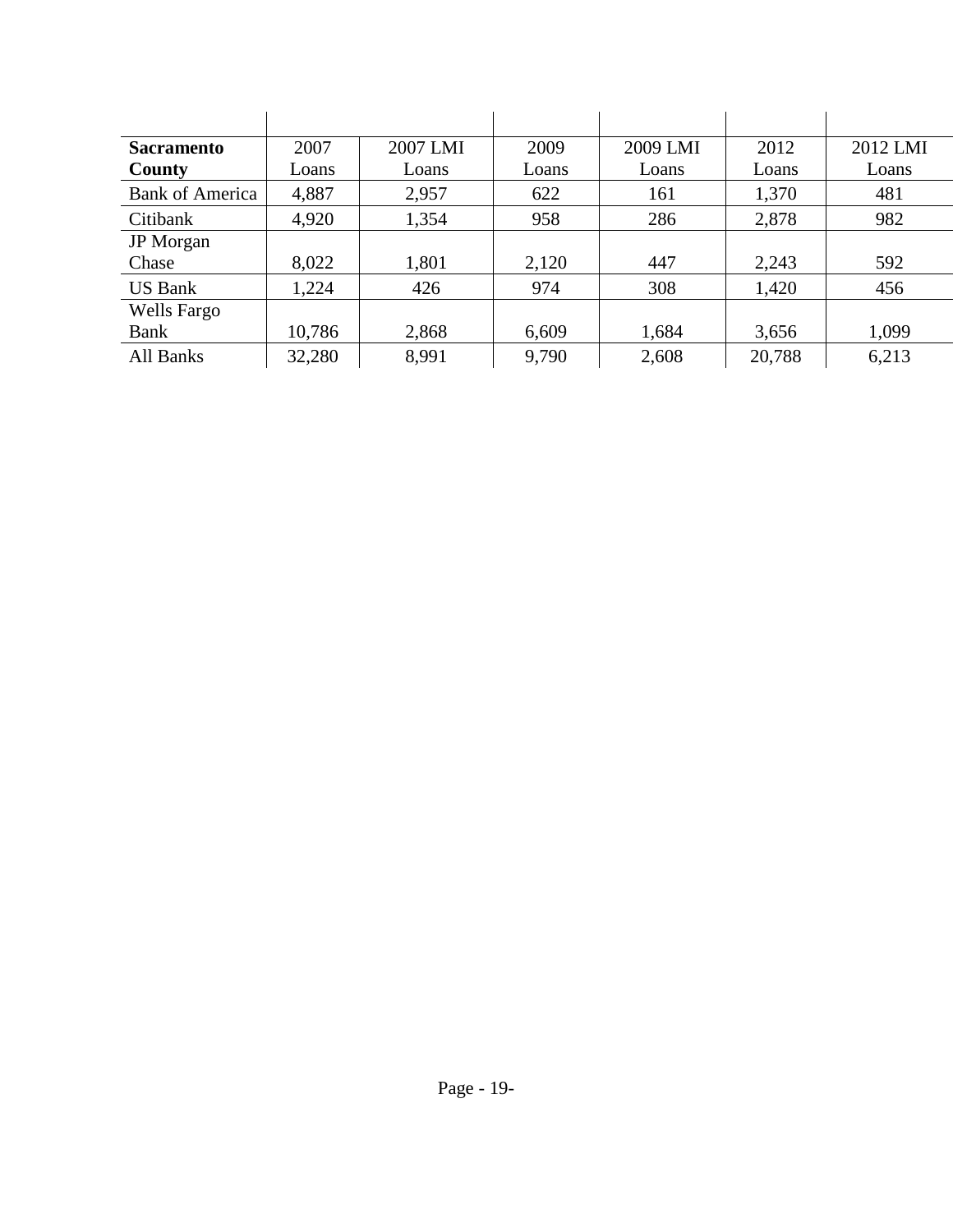| **Sacramento County** | 2007 Loans | 2007 LMI Loans | 2009 Loans | 2009 LMI Loans | 2012 Loans | 2012 LMI Loans |
|---|---|---|---|---|---|---|
| Bank of America | 4,887 | 2,957 | 622 | 161 | 1,370 | 481 |
| Citibank | 4,920 | 1,354 | 958 | 286 | 2,878 | 982 |
| JP Morgan Chase | 8,022 | 1,801 | 2,120 | 447 | 2,243 | 592 |
| US Bank | 1,224 | 426 | 974 | 308 | 1,420 | 456 |
| Wells Fargo Bank | 10,786 | 2,868 | 6,609 | 1,684 | 3,656 | 1,099 |
| All Banks | 32,280 | 8,991 | 9,790 | 2,608 | 20,788 | 6,213 |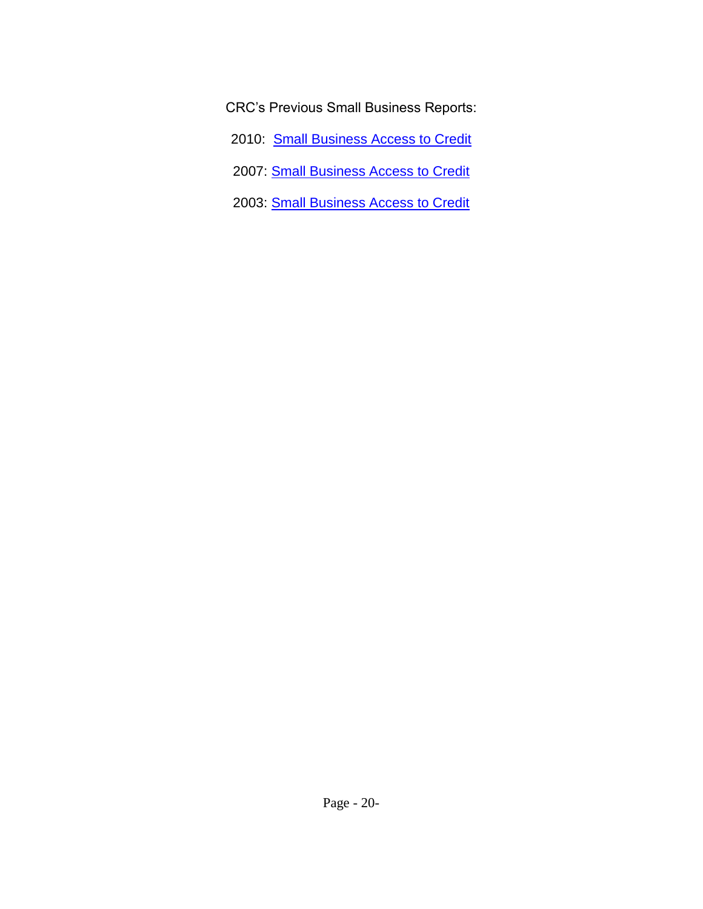CRC's Previous Small Business Reports:

2010: Small Business Access to Credit

2007: Small Business Access to Credit

2003: Small Business Access to Credit